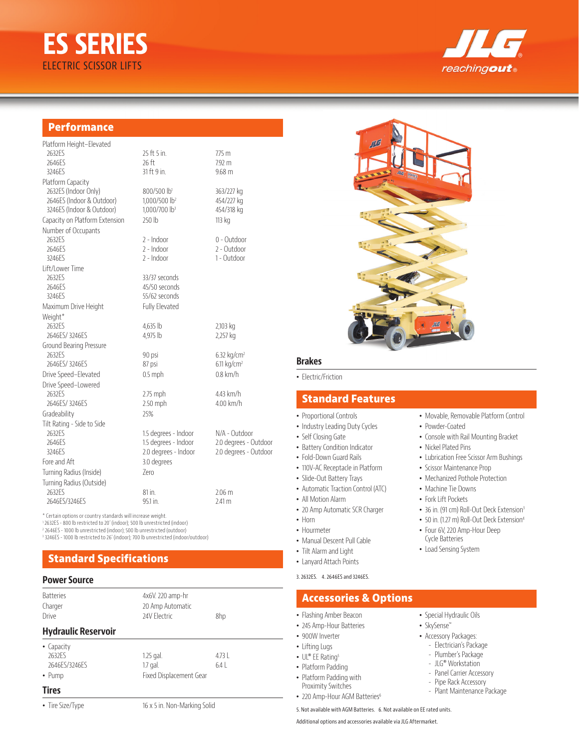# ES SERIES

ELECTRIC SCISSOR LIFTS

JLG reachingout

## Performance

| | | |
|---|---|---|
| Platform Height–Elevated | | |
| 2632ES | 25 ft 5 in. | 7.75 m |
| 2646ES | 26 ft | 7.92 m |
| 3246ES | 31 ft 9 in. | 9.68 m |
| Platform Capacity | | |
| 2632ES (Indoor Only) | 800/500 lb[1] | 363/227 kg |
| 2646ES (Indoor & Outdoor) | 1,000/500 lb[2] | 454/227 kg |
| 3246ES (Indoor & Outdoor) | 1,000/700 lb[3] | 454/318 kg |
| Capacity on Platform Extension | 250 lb | 113 kg |
| Number of Occupants | | |
| 2632ES | 2 - Indoor | 0 - Outdoor |
| 2646ES | 2 - Indoor | 2 - Outdoor |
| 3246ES | 2 - Indoor | 1 - Outdoor |
| Lift/Lower Time | | |
| 2632ES | 33/37 seconds | |
| 2646ES | 45/50 seconds | |
| 3246ES | 55/62 seconds | |
| Maximum Drive Height | Fully Elevated | |
| Weight* | | |
| 2632ES | 4,635 lb | 2,103 kg |
| 2646ES/ 3246ES | 4,975 lb | 2,257 kg |
| Ground Bearing Pressure | | |
| 2632ES | 90 psi | 6.32 kg/cm² |
| 2646ES/ 3246ES | 87 psi | 6.11 kg/cm² |
| Drive Speed–Elevated | 0.5 mph | 0.8 km/h |
| Drive Speed–Lowered | | |
| 2632ES | 2.75 mph | 4.43 km/h |
| 2646ES/ 3246ES | 2.50 mph | 4.00 km/h |
| Gradeability | 25% | |
| Tilt Rating - Side to Side | | |
| 2632ES | 1.5 degrees - Indoor | N/A - Outdoor |
| 2646ES | 1.5 degrees - Indoor | 2.0 degrees - Outdoor |
| 3246ES | 2.0 degrees - Indoor | 2.0 degrees - Outdoor |
| Fore and Aft | 3.0 degrees | |
| Turning Radius (Inside) | Zero | |
| Turning Radius (Outside) | | |
| 2632ES | 81 in. | 2.06 m |
| 2646ES/3246ES | 95.1 in. | 2.41 m |

\* Certain options or country standards will increase weight.
[1] 2632ES - 800 lb restricted to 20' (indoor); 500 lb unrestricted (indoor)
[2] 2646ES - 1000 lb unrestricted (indoor); 500 lb unrestricted (outdoor)
[3] 3246ES - 1000 lb restricted to 26' (indoor); 700 lb unrestricted (indoor/outdoor)

## Standard Specifications

### Power Source

| | | |
|---|---|---|
| Batteries | 4x6V. 220 amp-hr | |
| Charger | 20 Amp Automatic | |
| Drive | 24V Electric | 8hp |

### Hydraulic Reservoir

| | | |
|---|---|---|
| • Capacity | | |
| 2632ES | 1.25 gal. | 4.73 L |
| 2646ES/3246ES | 1.7 gal. | 6.4 L |
| • Pump | Fixed Displacement Gear | |

### Tires

| | |
|---|---|
| • Tire Size/Type | 16 x 5 in. Non-Marking Solid |

### Brakes

- Electric/Friction

## Standard Features

- Proportional Controls
- Industry Leading Duty Cycles
- Self Closing Gate
- Battery Condition Indicator
- Fold-Down Guard Rails
- 110V-AC Receptacle in Platform
- Slide-Out Battery Trays
- Automatic Traction Control (ATC)
- All Motion Alarm
- 20 Amp Automatic SCR Charger
- Horn
- Hourmeter
- Manual Descent Pull Cable
- Tilt Alarm and Light
- Lanyard Attach Points
- Movable, Removable Platform Control
- Powder-Coated
- Console with Rail Mounting Bracket
- Nickel Plated Pins
- Lubrication Free Scissor Arm Bushings
- Scissor Maintenance Prop
- Mechanized Pothole Protection
- Machine Tie Downs
- Fork Lift Pockets
- 36 in. (91 cm) Roll-Out Deck Extension[3]
- 50 in. (1.27 m) Roll-Out Deck Extension[4]
- Four 6V, 220 Amp-Hour Deep Cycle Batteries
- Load Sensing System

3. 2632ES. 4. 2646ES and 3246ES.

## Accessories & Options

- Flashing Amber Beacon
- 245 Amp-Hour Batteries
- 900W Inverter
- Lifting Lugs
- UL® EE Rating[5]
- Platform Padding
- Platform Padding with Proximity Switches
- 220 Amp-Hour AGM Batteries[6]
- Special Hydraulic Oils
- SkySense™
- Accessory Packages:
  - Electrician's Package
  - Plumber's Package
  - JLG® Workstation
  - Panel Carrier Accessory
  - Pipe Rack Accessory
  - Plant Maintenance Package

5. Not available with AGM Batteries. 6. Not available on EE rated units.

Additional options and accessories available via JLG Aftermarket.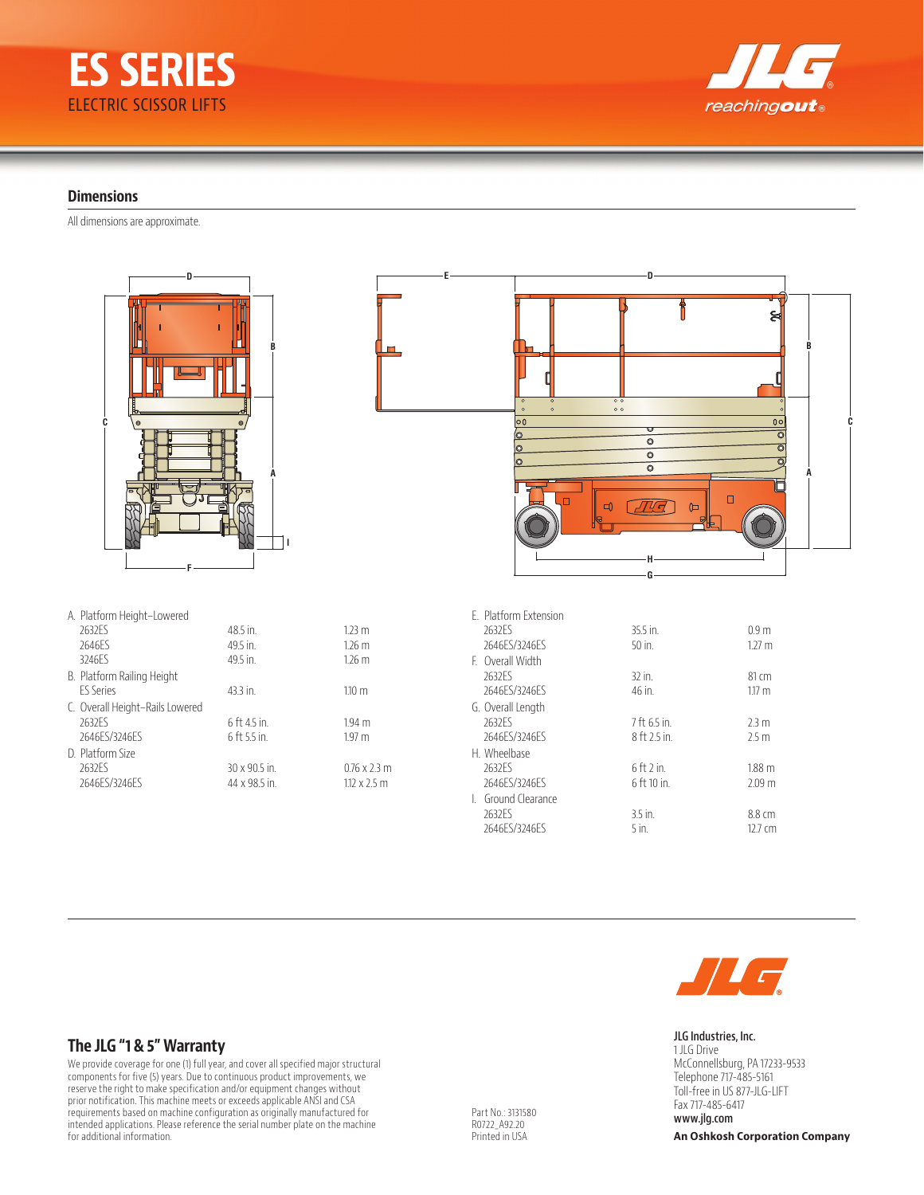# ES SERIES

ELECTRIC SCISSOR LIFTS

## Dimensions

All dimensions are approximate.

| | | |
|---|---|---|
| A. Platform Height–Lowered | | |
| 2632ES | 48.5 in. | 1.23 m |
| 2646ES | 49.5 in. | 1.26 m |
| 3246ES | 49.5 in. | 1.26 m |
| B. Platform Railing Height | | |
| ES Series | 43.3 in. | 1.10 m |
| C. Overall Height–Rails Lowered | | |
| 2632ES | 6 ft 4.5 in. | 1.94 m |
| 2646ES/3246ES | 6 ft 5.5 in. | 1.97 m |
| D. Platform Size | | |
| 2632ES | 30 x 90.5 in. | 0.76 x 2.3 m |
| 2646ES/3246ES | 44 x 98.5 in. | 1.12 x 2.5 m |
| E. Platform Extension | | |
| 2632ES | 35.5 in. | 0.9 m |
| 2646ES/3246ES | 50 in. | 1.27 m |
| F. Overall Width | | |
| 2632ES | 32 in. | 81 cm |
| 2646ES/3246ES | 46 in. | 1.17 m |
| G. Overall Length | | |
| 2632ES | 7 ft 6.5 in. | 2.3 m |
| 2646ES/3246ES | 8 ft 2.5 in. | 2.5 m |
| H. Wheelbase | | |
| 2632ES | 6 ft 2 in. | 1.88 m |
| 2646ES/3246ES | 6 ft 10 in. | 2.09 m |
| I. Ground Clearance | | |
| 2632ES | 3.5 in. | 8.8 cm |
| 2646ES/3246ES | 5 in. | 12.7 cm |

## The JLG "1 & 5" Warranty

We provide coverage for one (1) full year, and cover all specified major structural components for five (5) years. Due to continuous product improvements, we reserve the right to make specification and/or equipment changes without prior notification. This machine meets or exceeds applicable ANSI and CSA requirements based on machine configuration as originally manufactured for intended applications. Please reference the serial number plate on the machine for additional information.

Part No.: 3131580
R0722_A92.20
Printed in USA

**JLG Industries, Inc.**
1 JLG Drive
McConnellsburg, PA 17233-9533
Telephone 717-485-5161
Toll-free in US 877-JLG-LIFT
Fax 717-485-6417
**www.jlg.com**

**An Oshkosh Corporation Company**